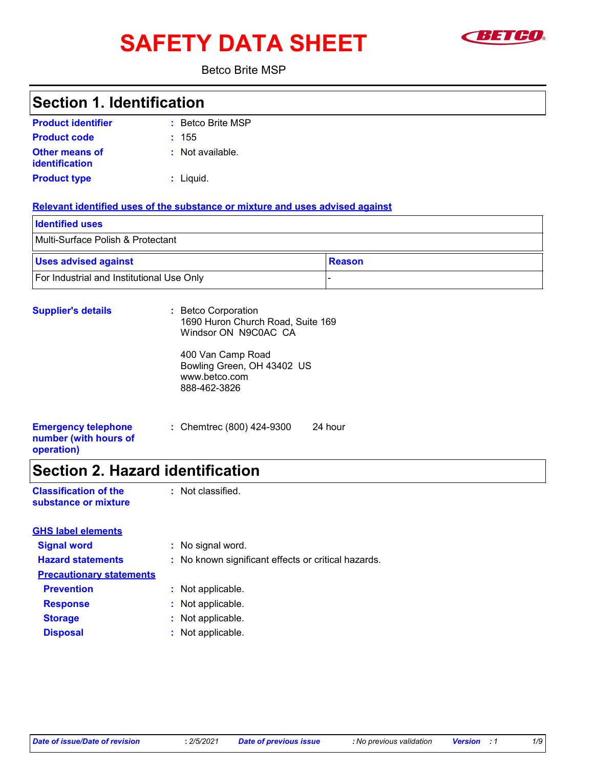# SAFETY DATA SHEET

Betco Brite MSP

## Section 1. Identification

**Product identifier** : Betco Brite MSP

**Product code** : 155

**Other means of identification** : Not available.

**Product type** : Liquid.

**Relevant identified uses of the substance or mixture and uses advised against**

| Identified uses |
| --- |
| Multi-Surface Polish & Protectant |

| Uses advised against | Reason |
| --- | --- |
| For Industrial and Institutional Use Only | - |

**Supplier's details** : Betco Corporation
1690 Huron Church Road, Suite 169
Windsor ON N9C0AC CA

400 Van Camp Road
Bowling Green, OH 43402 US
www.betco.com
888-462-3826

**Emergency telephone number (with hours of operation)** : Chemtrec (800) 424-9300 24 hour

## Section 2. Hazard identification

**Classification of the substance or mixture** : Not classified.

**GHS label elements**

**Signal word** : No signal word.

**Hazard statements** : No known significant effects or critical hazards.

**Precautionary statements**

**Prevention** : Not applicable.

**Response** : Not applicable.

**Storage** : Not applicable.

**Disposal** : Not applicable.

*Date of issue/Date of revision : 2/5/2021 Date of previous issue : No previous validation Version : 1*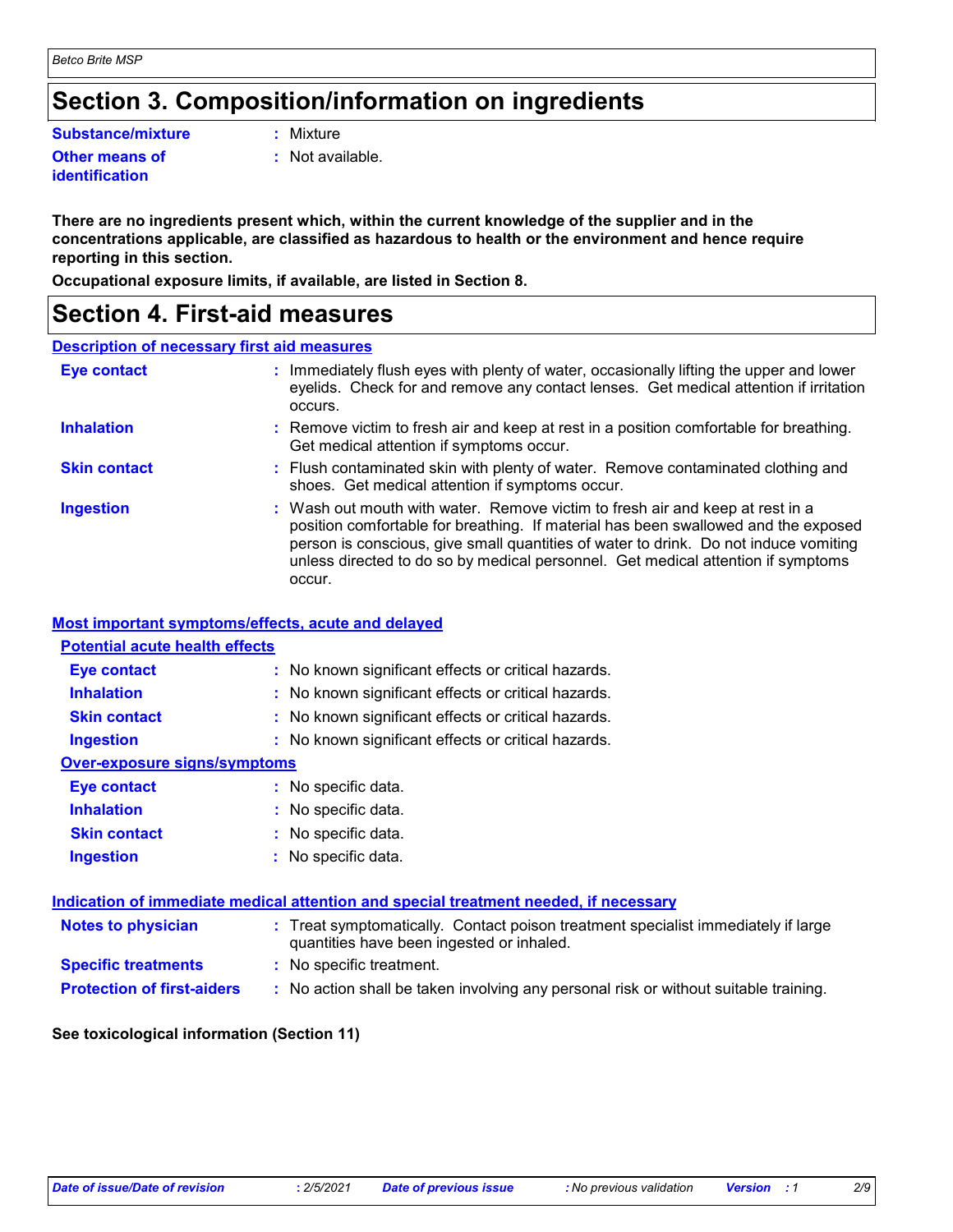# Section 3. Composition/information on ingredients

**Substance/mixture** : Mixture

**Other means of identification** : Not available.

**There are no ingredients present which, within the current knowledge of the supplier and in the concentrations applicable, are classified as hazardous to health or the environment and hence require reporting in this section.**

**Occupational exposure limits, if available, are listed in Section 8.**

# Section 4. First-aid measures

## Description of necessary first aid measures

**Eye contact** : Immediately flush eyes with plenty of water, occasionally lifting the upper and lower eyelids. Check for and remove any contact lenses. Get medical attention if irritation occurs.

**Inhalation** : Remove victim to fresh air and keep at rest in a position comfortable for breathing. Get medical attention if symptoms occur.

**Skin contact** : Flush contaminated skin with plenty of water. Remove contaminated clothing and shoes. Get medical attention if symptoms occur.

**Ingestion** : Wash out mouth with water. Remove victim to fresh air and keep at rest in a position comfortable for breathing. If material has been swallowed and the exposed person is conscious, give small quantities of water to drink. Do not induce vomiting unless directed to do so by medical personnel. Get medical attention if symptoms occur.

## Most important symptoms/effects, acute and delayed

### Potential acute health effects

**Eye contact** : No known significant effects or critical hazards.

**Inhalation** : No known significant effects or critical hazards.

**Skin contact** : No known significant effects or critical hazards.

**Ingestion** : No known significant effects or critical hazards.

### Over-exposure signs/symptoms

**Eye contact** : No specific data.

**Inhalation** : No specific data.

**Skin contact** : No specific data.

**Ingestion** : No specific data.

## Indication of immediate medical attention and special treatment needed, if necessary

**Notes to physician** : Treat symptomatically. Contact poison treatment specialist immediately if large quantities have been ingested or inhaled.

**Specific treatments** : No specific treatment.

**Protection of first-aiders** : No action shall be taken involving any personal risk or without suitable training.

**See toxicological information (Section 11)**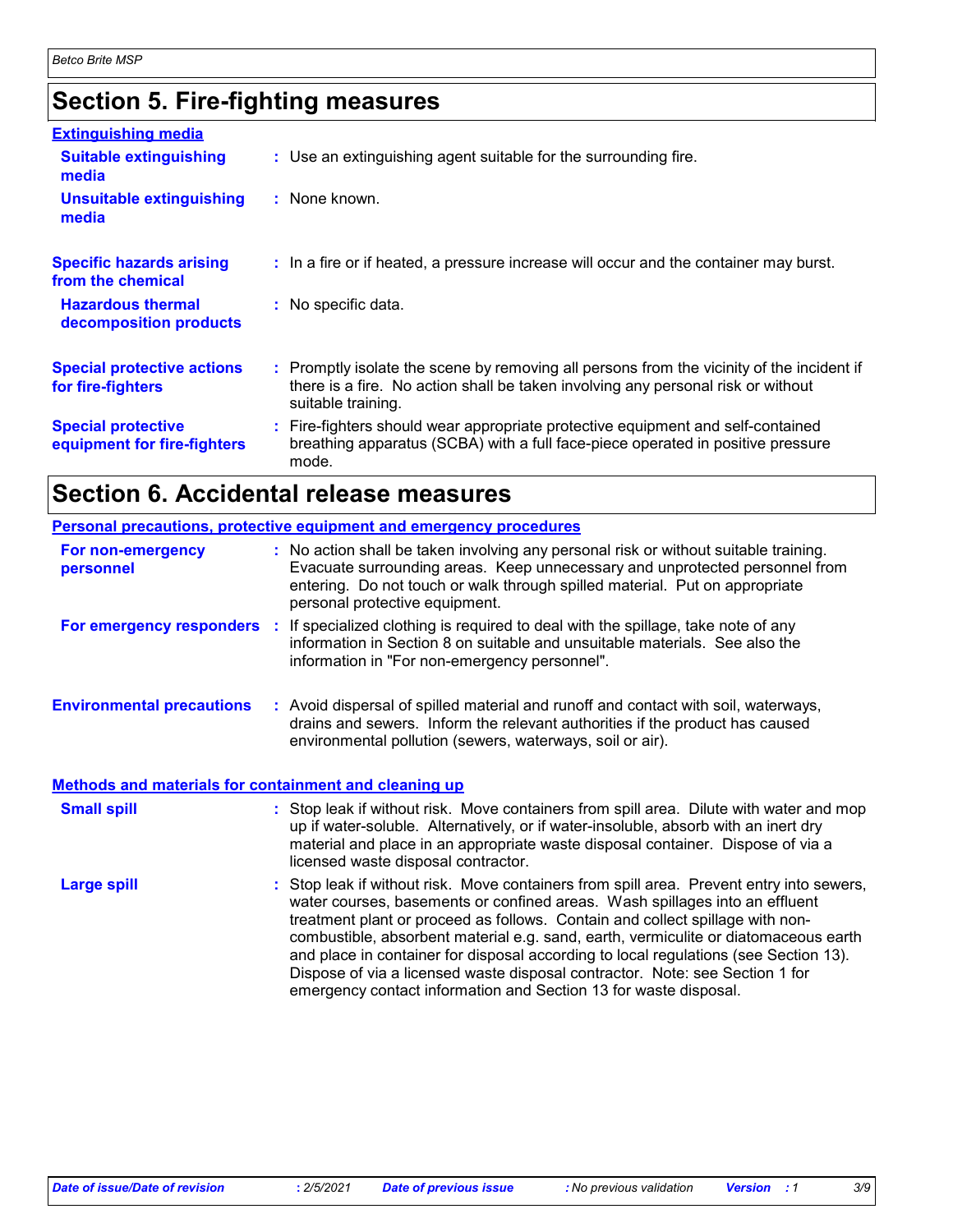# Section 5. Fire-fighting measures

### Extinguishing media

**Suitable extinguishing media** : Use an extinguishing agent suitable for the surrounding fire.

**Unsuitable extinguishing media** : None known.

**Specific hazards arising from the chemical** : In a fire or if heated, a pressure increase will occur and the container may burst.

**Hazardous thermal decomposition products** : No specific data.

**Special protective actions for fire-fighters** : Promptly isolate the scene by removing all persons from the vicinity of the incident if there is a fire. No action shall be taken involving any personal risk or without suitable training.

**Special protective equipment for fire-fighters** : Fire-fighters should wear appropriate protective equipment and self-contained breathing apparatus (SCBA) with a full face-piece operated in positive pressure mode.

# Section 6. Accidental release measures

### Personal precautions, protective equipment and emergency procedures

**For non-emergency personnel** : No action shall be taken involving any personal risk or without suitable training. Evacuate surrounding areas. Keep unnecessary and unprotected personnel from entering. Do not touch or walk through spilled material. Put on appropriate personal protective equipment.

**For emergency responders** : If specialized clothing is required to deal with the spillage, take note of any information in Section 8 on suitable and unsuitable materials. See also the information in "For non-emergency personnel".

**Environmental precautions** : Avoid dispersal of spilled material and runoff and contact with soil, waterways, drains and sewers. Inform the relevant authorities if the product has caused environmental pollution (sewers, waterways, soil or air).

### Methods and materials for containment and cleaning up

**Small spill** : Stop leak if without risk. Move containers from spill area. Dilute with water and mop up if water-soluble. Alternatively, or if water-insoluble, absorb with an inert dry material and place in an appropriate waste disposal container. Dispose of via a licensed waste disposal contractor.

**Large spill** : Stop leak if without risk. Move containers from spill area. Prevent entry into sewers, water courses, basements or confined areas. Wash spillages into an effluent treatment plant or proceed as follows. Contain and collect spillage with non-combustible, absorbent material e.g. sand, earth, vermiculite or diatomaceous earth and place in container for disposal according to local regulations (see Section 13). Dispose of via a licensed waste disposal contractor. Note: see Section 1 for emergency contact information and Section 13 for waste disposal.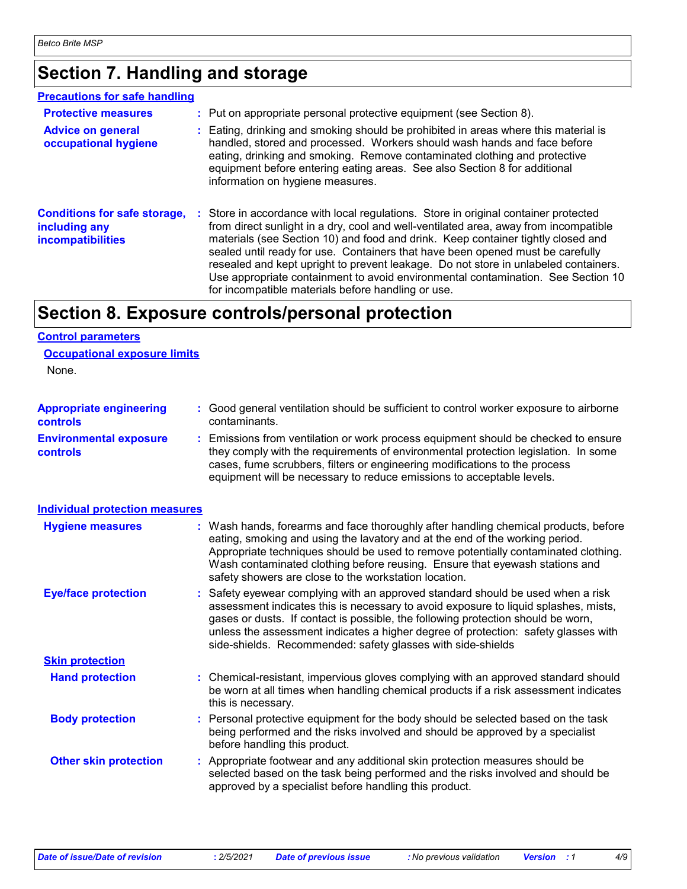# Section 7. Handling and storage

## Precautions for safe handling

**Protective measures** : Put on appropriate personal protective equipment (see Section 8).

**Advice on general occupational hygiene** : Eating, drinking and smoking should be prohibited in areas where this material is handled, stored and processed. Workers should wash hands and face before eating, drinking and smoking. Remove contaminated clothing and protective equipment before entering eating areas. See also Section 8 for additional information on hygiene measures.

**Conditions for safe storage, including any incompatibilities** : Store in accordance with local regulations. Store in original container protected from direct sunlight in a dry, cool and well-ventilated area, away from incompatible materials (see Section 10) and food and drink. Keep container tightly closed and sealed until ready for use. Containers that have been opened must be carefully resealed and kept upright to prevent leakage. Do not store in unlabeled containers. Use appropriate containment to avoid environmental contamination. See Section 10 for incompatible materials before handling or use.

# Section 8. Exposure controls/personal protection

## Control parameters

### Occupational exposure limits

None.

**Appropriate engineering controls** : Good general ventilation should be sufficient to control worker exposure to airborne contaminants.

**Environmental exposure controls** : Emissions from ventilation or work process equipment should be checked to ensure they comply with the requirements of environmental protection legislation. In some cases, fume scrubbers, filters or engineering modifications to the process equipment will be necessary to reduce emissions to acceptable levels.

## Individual protection measures

**Hygiene measures** : Wash hands, forearms and face thoroughly after handling chemical products, before eating, smoking and using the lavatory and at the end of the working period. Appropriate techniques should be used to remove potentially contaminated clothing. Wash contaminated clothing before reusing. Ensure that eyewash stations and safety showers are close to the workstation location.

**Eye/face protection** : Safety eyewear complying with an approved standard should be used when a risk assessment indicates this is necessary to avoid exposure to liquid splashes, mists, gases or dusts. If contact is possible, the following protection should be worn, unless the assessment indicates a higher degree of protection: safety glasses with side-shields. Recommended: safety glasses with side-shields

### Skin protection

**Hand protection** : Chemical-resistant, impervious gloves complying with an approved standard should be worn at all times when handling chemical products if a risk assessment indicates this is necessary.

**Body protection** : Personal protective equipment for the body should be selected based on the task being performed and the risks involved and should be approved by a specialist before handling this product.

**Other skin protection** : Appropriate footwear and any additional skin protection measures should be selected based on the task being performed and the risks involved and should be approved by a specialist before handling this product.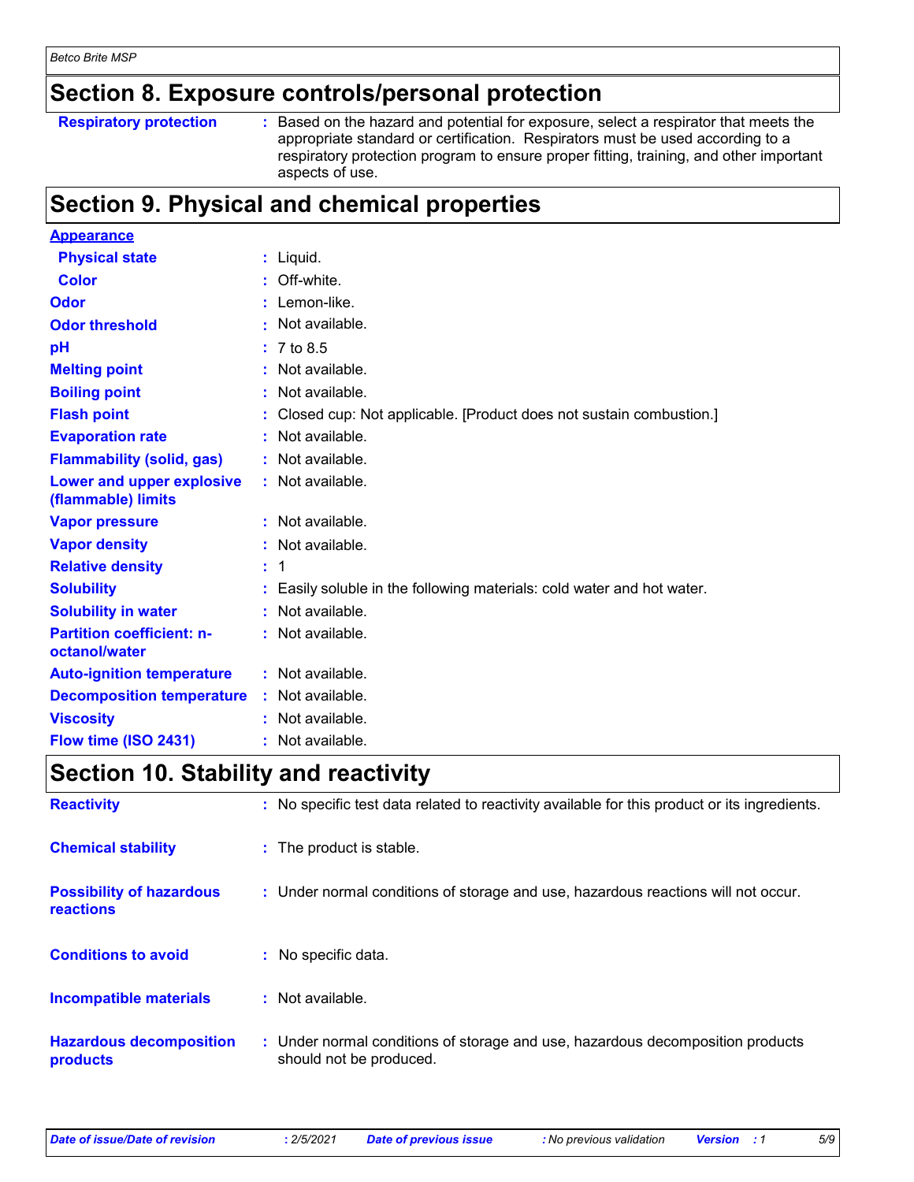## Section 8. Exposure controls/personal protection

| | |
|---|---|
| **Respiratory protection** | : Based on the hazard and potential for exposure, select a respirator that meets the appropriate standard or certification. Respirators must be used according to a respiratory protection program to ensure proper fitting, training, and other important aspects of use. |

## Section 9. Physical and chemical properties

| | |
|---|---|
| **Appearance** | |
| **Physical state** | : Liquid. |
| **Color** | : Off-white. |
| **Odor** | : Lemon-like. |
| **Odor threshold** | : Not available. |
| **pH** | : 7 to 8.5 |
| **Melting point** | : Not available. |
| **Boiling point** | : Not available. |
| **Flash point** | : Closed cup: Not applicable. [Product does not sustain combustion.] |
| **Evaporation rate** | : Not available. |
| **Flammability (solid, gas)** | : Not available. |
| **Lower and upper explosive (flammable) limits** | : Not available. |
| **Vapor pressure** | : Not available. |
| **Vapor density** | : Not available. |
| **Relative density** | : 1 |
| **Solubility** | : Easily soluble in the following materials: cold water and hot water. |
| **Solubility in water** | : Not available. |
| **Partition coefficient: n-octanol/water** | : Not available. |
| **Auto-ignition temperature** | : Not available. |
| **Decomposition temperature** | : Not available. |
| **Viscosity** | : Not available. |
| **Flow time (ISO 2431)** | : Not available. |

## Section 10. Stability and reactivity

| | |
|---|---|
| **Reactivity** | : No specific test data related to reactivity available for this product or its ingredients. |
| **Chemical stability** | : The product is stable. |
| **Possibility of hazardous reactions** | : Under normal conditions of storage and use, hazardous reactions will not occur. |
| **Conditions to avoid** | : No specific data. |
| **Incompatible materials** | : Not available. |
| **Hazardous decomposition products** | : Under normal conditions of storage and use, hazardous decomposition products should not be produced. |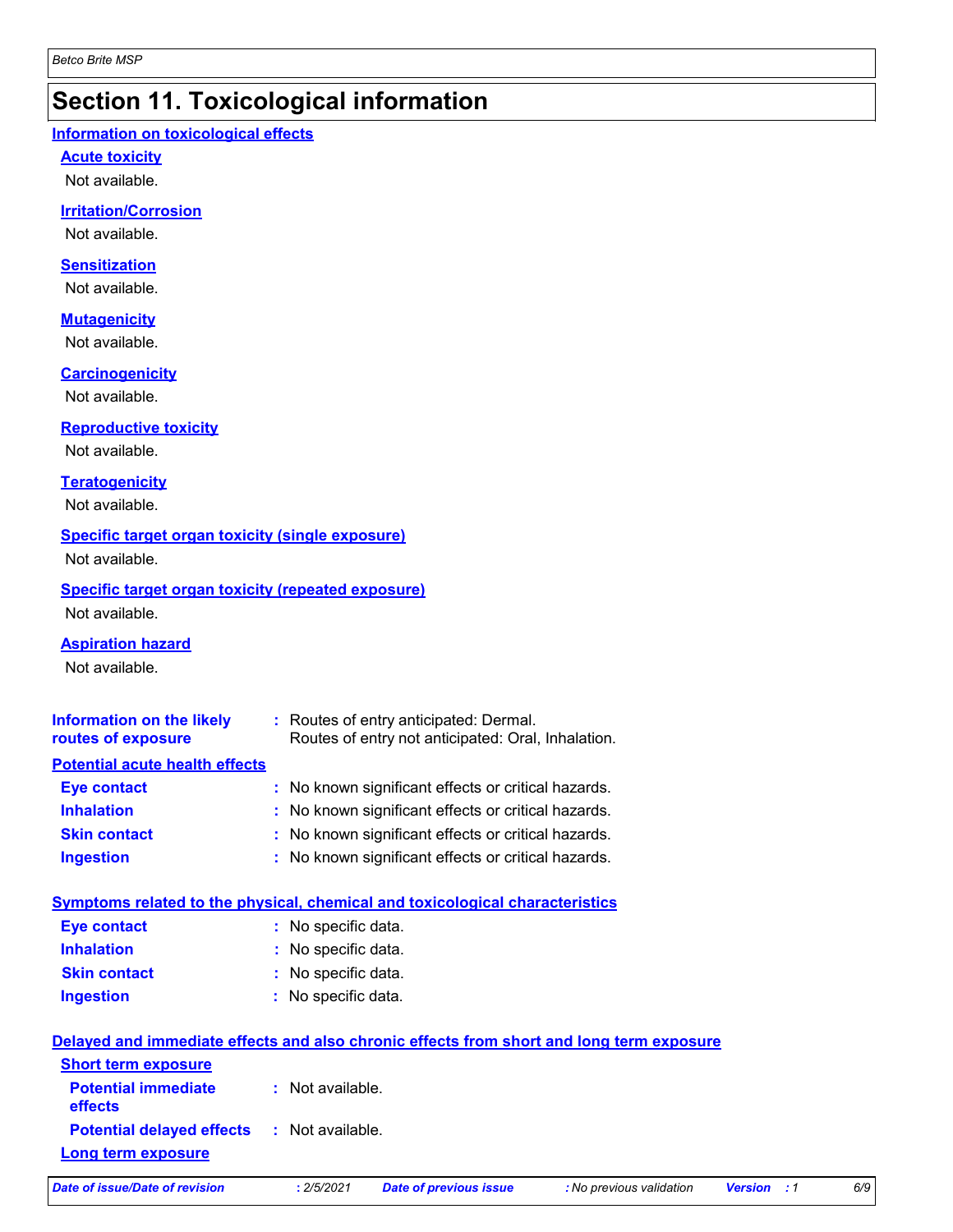# Section 11. Toxicological information

## Information on toxicological effects

### Acute toxicity

Not available.

### Irritation/Corrosion

Not available.

### Sensitization

Not available.

### Mutagenicity

Not available.

### Carcinogenicity

Not available.

### Reproductive toxicity

Not available.

### Teratogenicity

Not available.

### Specific target organ toxicity (single exposure)

Not available.

### Specific target organ toxicity (repeated exposure)

Not available.

### Aspiration hazard

Not available.

**Information on the likely routes of exposure** : Routes of entry anticipated: Dermal.
Routes of entry not anticipated: Oral, Inhalation.

## Potential acute health effects

**Eye contact** : No known significant effects or critical hazards.

**Inhalation** : No known significant effects or critical hazards.

**Skin contact** : No known significant effects or critical hazards.

**Ingestion** : No known significant effects or critical hazards.

## Symptoms related to the physical, chemical and toxicological characteristics

**Eye contact** : No specific data.

**Inhalation** : No specific data.

**Skin contact** : No specific data.

**Ingestion** : No specific data.

## Delayed and immediate effects and also chronic effects from short and long term exposure

### Short term exposure

**Potential immediate effects** : Not available.

**Potential delayed effects** : Not available.

### Long term exposure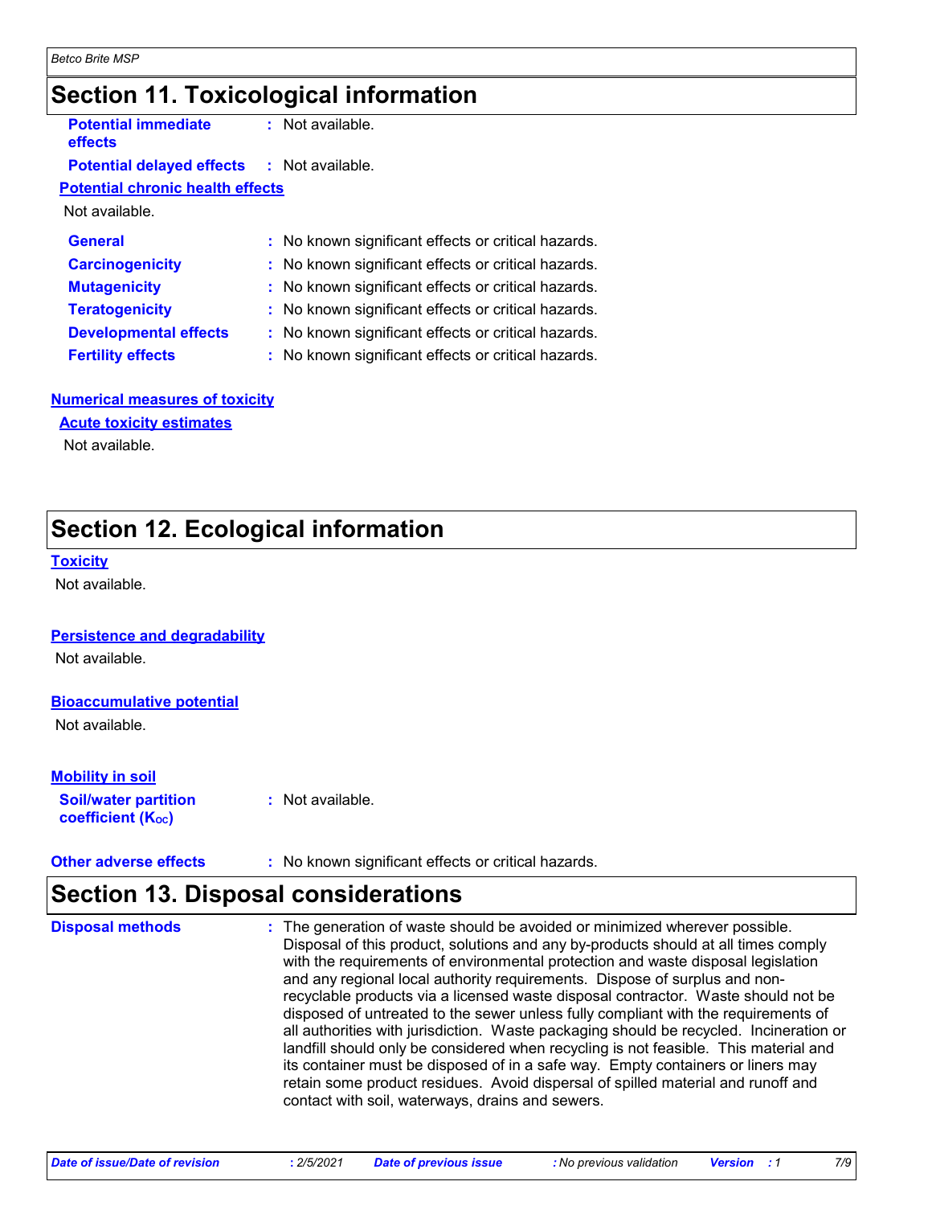# Section 11. Toxicological information

**Potential immediate effects** : Not available.

**Potential delayed effects** : Not available.

**Potential chronic health effects**

Not available.

**General** : No known significant effects or critical hazards.

**Carcinogenicity** : No known significant effects or critical hazards.

**Mutagenicity** : No known significant effects or critical hazards.

**Teratogenicity** : No known significant effects or critical hazards.

**Developmental effects** : No known significant effects or critical hazards.

**Fertility effects** : No known significant effects or critical hazards.

**Numerical measures of toxicity**

**Acute toxicity estimates**

Not available.

# Section 12. Ecological information

**Toxicity**

Not available.

**Persistence and degradability**

Not available.

**Bioaccumulative potential**

Not available.

**Mobility in soil**

**Soil/water partition coefficient ($K_{OC}$)** : Not available.

**Other adverse effects** : No known significant effects or critical hazards.

# Section 13. Disposal considerations

**Disposal methods** : The generation of waste should be avoided or minimized wherever possible. Disposal of this product, solutions and any by-products should at all times comply with the requirements of environmental protection and waste disposal legislation and any regional local authority requirements. Dispose of surplus and non-recyclable products via a licensed waste disposal contractor. Waste should not be disposed of untreated to the sewer unless fully compliant with the requirements of all authorities with jurisdiction. Waste packaging should be recycled. Incineration or landfill should only be considered when recycling is not feasible. This material and its container must be disposed of in a safe way. Empty containers or liners may retain some product residues. Avoid dispersal of spilled material and runoff and contact with soil, waterways, drains and sewers.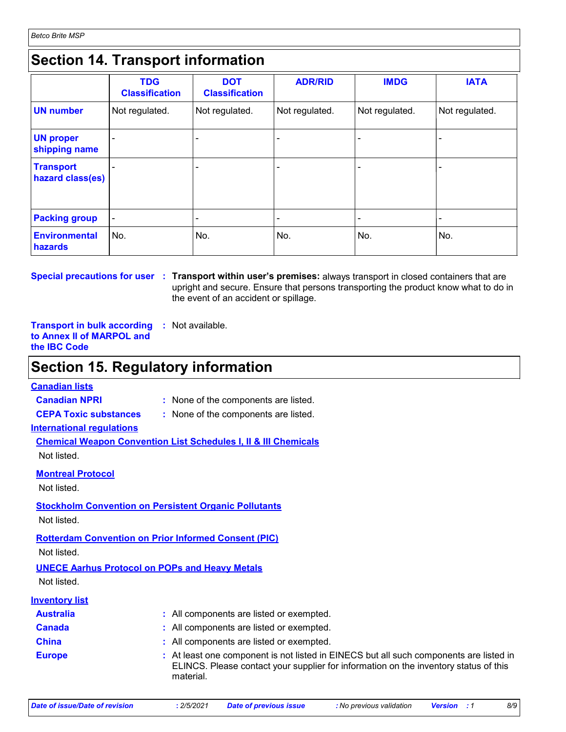## Section 14. Transport information

| | TDG Classification | DOT Classification | ADR/RID | IMDG | IATA |
|---|---|---|---|---|---|
| **UN number** | Not regulated. | Not regulated. | Not regulated. | Not regulated. | Not regulated. |
| **UN proper shipping name** | - | - | - | - | - |
| **Transport hazard class(es)** | - | - | - | - | - |
| **Packing group** | - | - | - | - | - |
| **Environmental hazards** | No. | No. | No. | No. | No. |

**Special precautions for user** : **Transport within user's premises:** always transport in closed containers that are upright and secure. Ensure that persons transporting the product know what to do in the event of an accident or spillage.

**Transport in bulk according to Annex II of MARPOL and the IBC Code** : Not available.

## Section 15. Regulatory information

**Canadian lists**

**Canadian NPRI** : None of the components are listed.

**CEPA Toxic substances** : None of the components are listed.

**International regulations**

**Chemical Weapon Convention List Schedules I, II & III Chemicals**

Not listed.

**Montreal Protocol**

Not listed.

**Stockholm Convention on Persistent Organic Pollutants**

Not listed.

**Rotterdam Convention on Prior Informed Consent (PIC)**

Not listed.

**UNECE Aarhus Protocol on POPs and Heavy Metals**

Not listed.

**Inventory list**

**Australia** : All components are listed or exempted.

**Canada** : All components are listed or exempted.

**China** : All components are listed or exempted.

**Europe** : At least one component is not listed in EINECS but all such components are listed in ELINCS. Please contact your supplier for information on the inventory status of this material.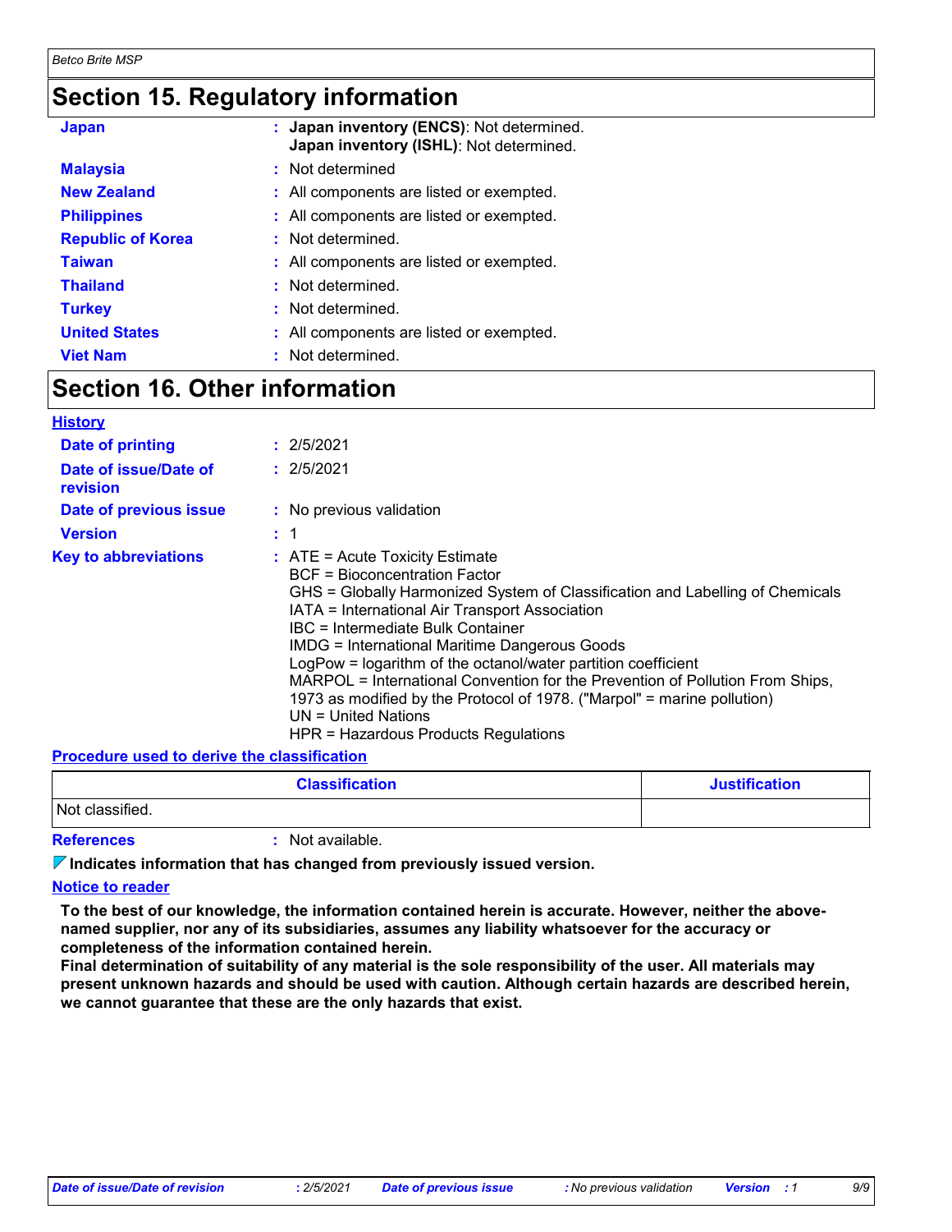## Section 15. Regulatory information

| | |
|---|---|
| **Japan** | : **Japan inventory (ENCS)**: Not determined.<br>**Japan inventory (ISHL)**: Not determined. |
| **Malaysia** | : Not determined |
| **New Zealand** | : All components are listed or exempted. |
| **Philippines** | : All components are listed or exempted. |
| **Republic of Korea** | : Not determined. |
| **Taiwan** | : All components are listed or exempted. |
| **Thailand** | : Not determined. |
| **Turkey** | : Not determined. |
| **United States** | : All components are listed or exempted. |
| **Viet Nam** | : Not determined. |

## Section 16. Other information

**History**

| | |
|---|---|
| **Date of printing** | : 2/5/2021 |
| **Date of issue/Date of revision** | : 2/5/2021 |
| **Date of previous issue** | : No previous validation |
| **Version** | : 1 |

**Key to abbreviations** :
ATE = Acute Toxicity Estimate
BCF = Bioconcentration Factor
GHS = Globally Harmonized System of Classification and Labelling of Chemicals
IATA = International Air Transport Association
IBC = Intermediate Bulk Container
IMDG = International Maritime Dangerous Goods
LogPow = logarithm of the octanol/water partition coefficient
MARPOL = International Convention for the Prevention of Pollution From Ships, 1973 as modified by the Protocol of 1978. ("Marpol" = marine pollution)
UN = United Nations
HPR = Hazardous Products Regulations

**Procedure used to derive the classification**

| Classification | Justification |
|---|---|
| Not classified. | |

**References** : Not available.

**Indicates information that has changed from previously issued version.**

**Notice to reader**

**To the best of our knowledge, the information contained herein is accurate. However, neither the above-named supplier, nor any of its subsidiaries, assumes any liability whatsoever for the accuracy or completeness of the information contained herein.**
**Final determination of suitability of any material is the sole responsibility of the user. All materials may present unknown hazards and should be used with caution. Although certain hazards are described herein, we cannot guarantee that these are the only hazards that exist.**